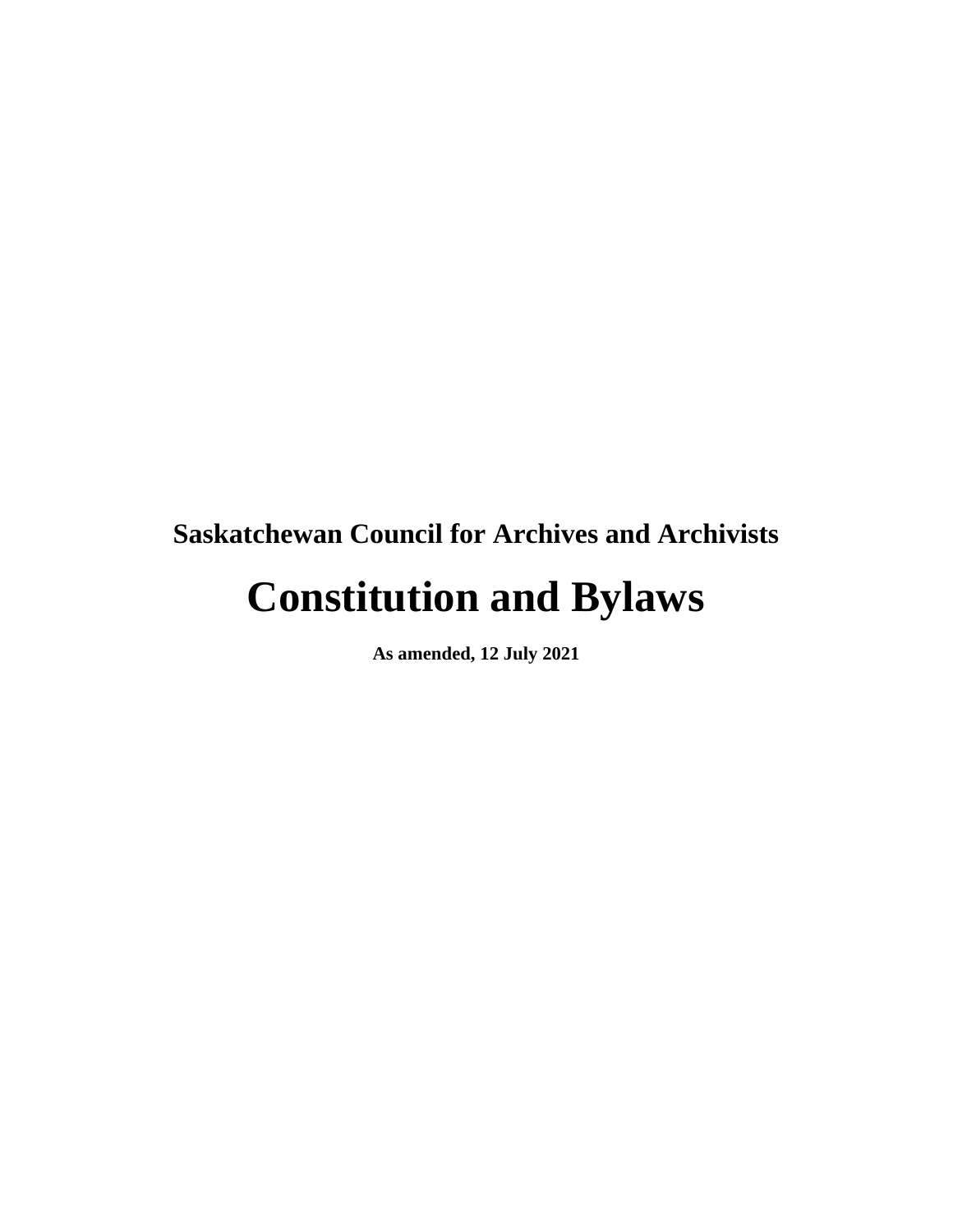**Saskatchewan Council for Archives and Archivists**

# Constitution and Bylaws

**As amended, 12 July 2021**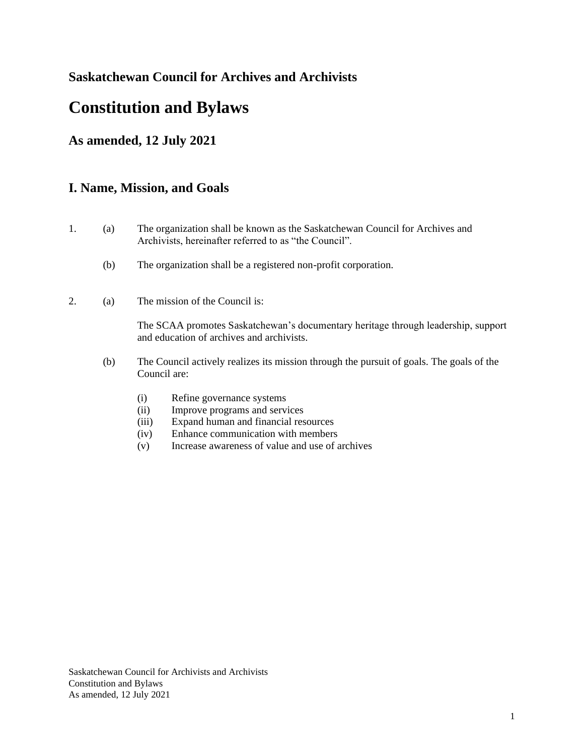**Saskatchewan Council for Archives and Archivists**

# Constitution and Bylaws

## As amended, 12 July 2021

## I. Name, Mission, and Goals

1. (a) The organization shall be known as the Saskatchewan Council for Archives and Archivists, hereinafter referred to as "the Council".

   (b) The organization shall be a registered non-profit corporation.

2. (a) The mission of the Council is:

   The SCAA promotes Saskatchewan's documentary heritage through leadership, support and education of archives and archivists.

   (b) The Council actively realizes its mission through the pursuit of goals. The goals of the Council are:

   (i) Refine governance systems
   (ii) Improve programs and services
   (iii) Expand human and financial resources
   (iv) Enhance communication with members
   (v) Increase awareness of value and use of archives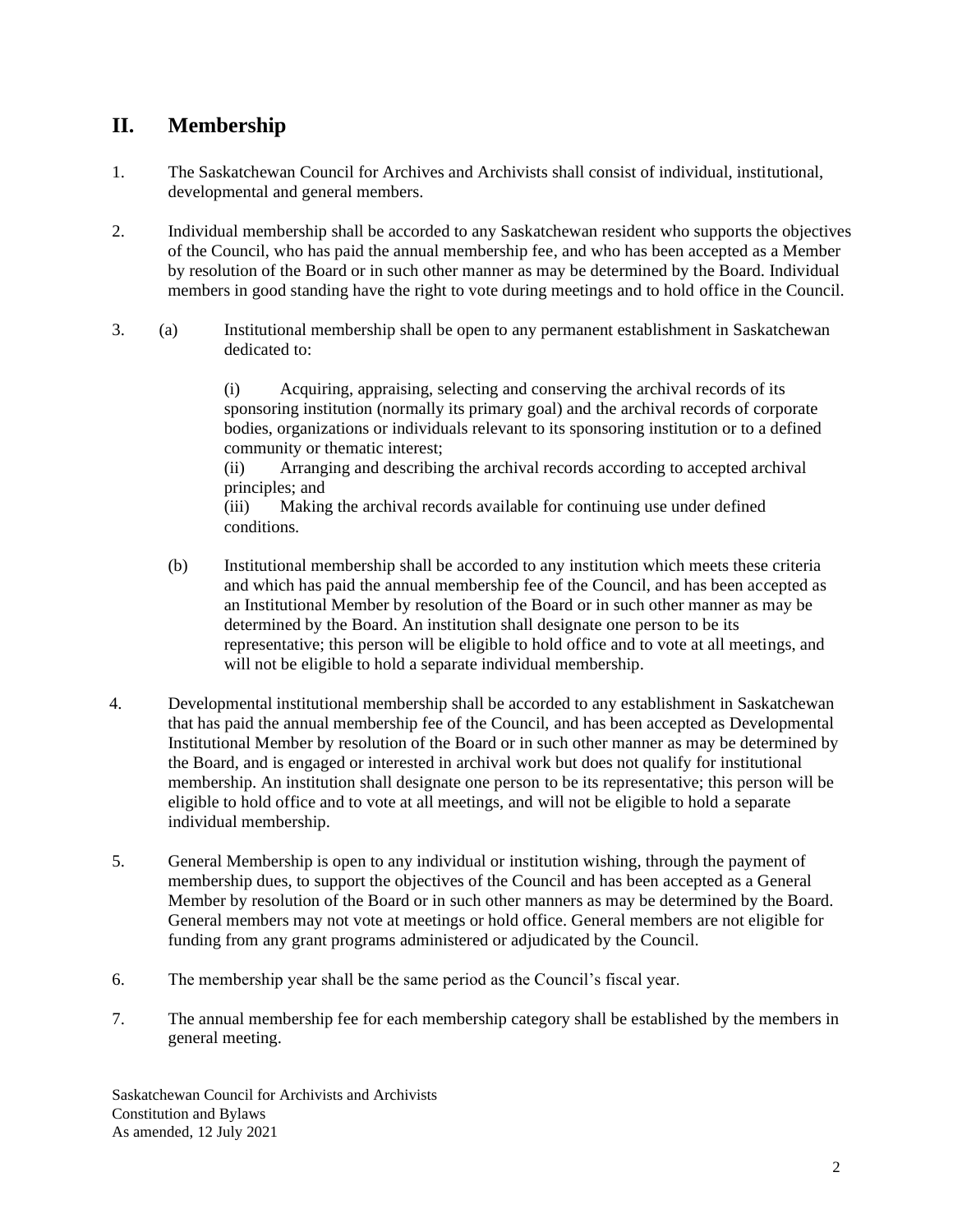## II. Membership

1. The Saskatchewan Council for Archives and Archivists shall consist of individual, institutional, developmental and general members.

2. Individual membership shall be accorded to any Saskatchewan resident who supports the objectives of the Council, who has paid the annual membership fee, and who has been accepted as a Member by resolution of the Board or in such other manner as may be determined by the Board. Individual members in good standing have the right to vote during meetings and to hold office in the Council.

3. (a) Institutional membership shall be open to any permanent establishment in Saskatchewan dedicated to:

   (i) Acquiring, appraising, selecting and conserving the archival records of its sponsoring institution (normally its primary goal) and the archival records of corporate bodies, organizations or individuals relevant to its sponsoring institution or to a defined community or thematic interest;
   (ii) Arranging and describing the archival records according to accepted archival principles; and
   (iii) Making the archival records available for continuing use under defined conditions.

   (b) Institutional membership shall be accorded to any institution which meets these criteria and which has paid the annual membership fee of the Council, and has been accepted as an Institutional Member by resolution of the Board or in such other manner as may be determined by the Board. An institution shall designate one person to be its representative; this person will be eligible to hold office and to vote at all meetings, and will not be eligible to hold a separate individual membership.

4. Developmental institutional membership shall be accorded to any establishment in Saskatchewan that has paid the annual membership fee of the Council, and has been accepted as Developmental Institutional Member by resolution of the Board or in such other manner as may be determined by the Board, and is engaged or interested in archival work but does not qualify for institutional membership. An institution shall designate one person to be its representative; this person will be eligible to hold office and to vote at all meetings, and will not be eligible to hold a separate individual membership.

5. General Membership is open to any individual or institution wishing, through the payment of membership dues, to support the objectives of the Council and has been accepted as a General Member by resolution of the Board or in such other manners as may be determined by the Board. General members may not vote at meetings or hold office. General members are not eligible for funding from any grant programs administered or adjudicated by the Council.

6. The membership year shall be the same period as the Council's fiscal year.

7. The annual membership fee for each membership category shall be established by the members in general meeting.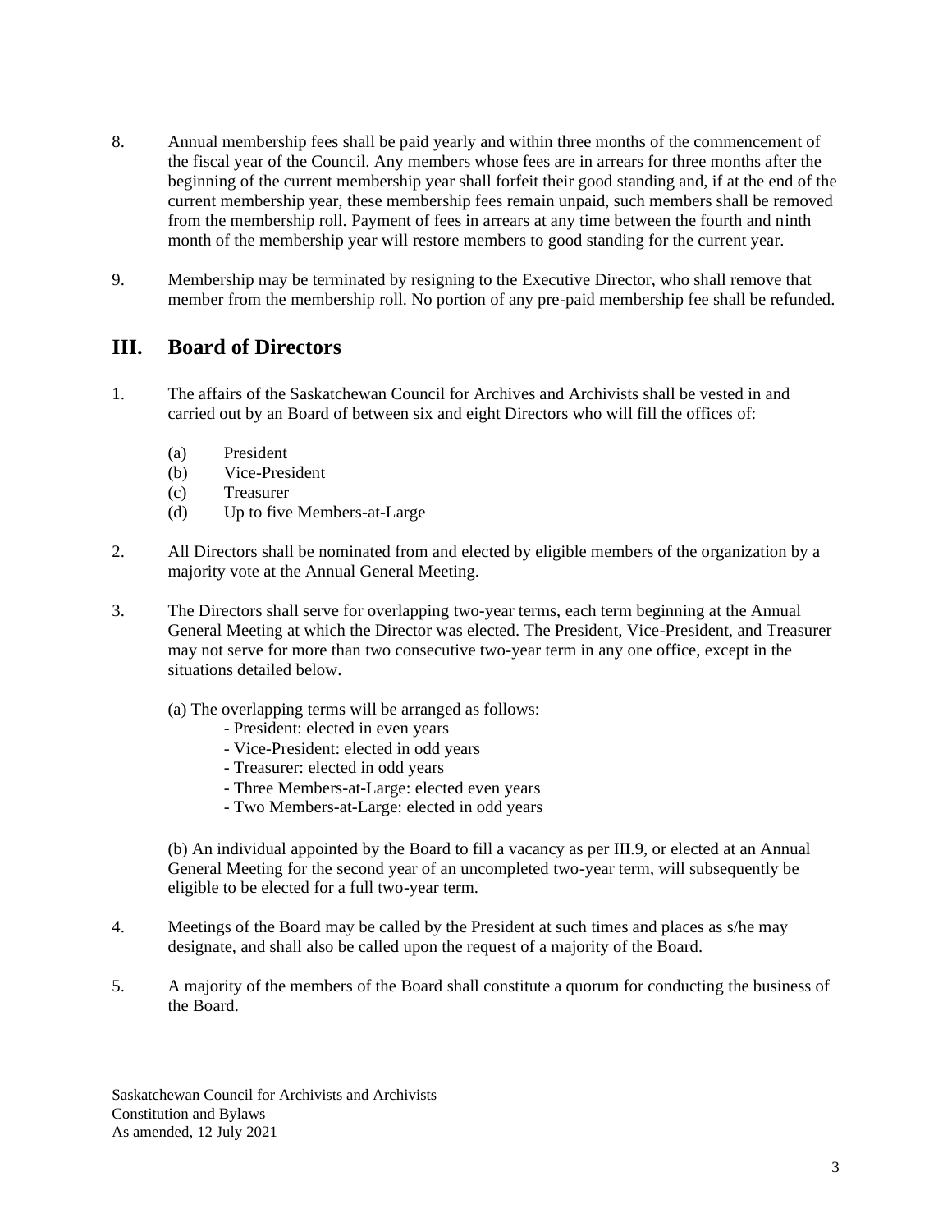8. Annual membership fees shall be paid yearly and within three months of the commencement of the fiscal year of the Council. Any members whose fees are in arrears for three months after the beginning of the current membership year shall forfeit their good standing and, if at the end of the current membership year, these membership fees remain unpaid, such members shall be removed from the membership roll. Payment of fees in arrears at any time between the fourth and ninth month of the membership year will restore members to good standing for the current year.

9. Membership may be terminated by resigning to the Executive Director, who shall remove that member from the membership roll. No portion of any pre-paid membership fee shall be refunded.

## III. Board of Directors

1. The affairs of the Saskatchewan Council for Archives and Archivists shall be vested in and carried out by an Board of between six and eight Directors who will fill the offices of:

   (a) President
   (b) Vice-President
   (c) Treasurer
   (d) Up to five Members-at-Large

2. All Directors shall be nominated from and elected by eligible members of the organization by a majority vote at the Annual General Meeting.

3. The Directors shall serve for overlapping two-year terms, each term beginning at the Annual General Meeting at which the Director was elected. The President, Vice-President, and Treasurer may not serve for more than two consecutive two-year term in any one office, except in the situations detailed below.

   (a) The overlapping terms will be arranged as follows:
   - President: elected in even years
   - Vice-President: elected in odd years
   - Treasurer: elected in odd years
   - Three Members-at-Large: elected even years
   - Two Members-at-Large: elected in odd years

   (b) An individual appointed by the Board to fill a vacancy as per III.9, or elected at an Annual General Meeting for the second year of an uncompleted two-year term, will subsequently be eligible to be elected for a full two-year term.

4. Meetings of the Board may be called by the President at such times and places as s/he may designate, and shall also be called upon the request of a majority of the Board.

5. A majority of the members of the Board shall constitute a quorum for conducting the business of the Board.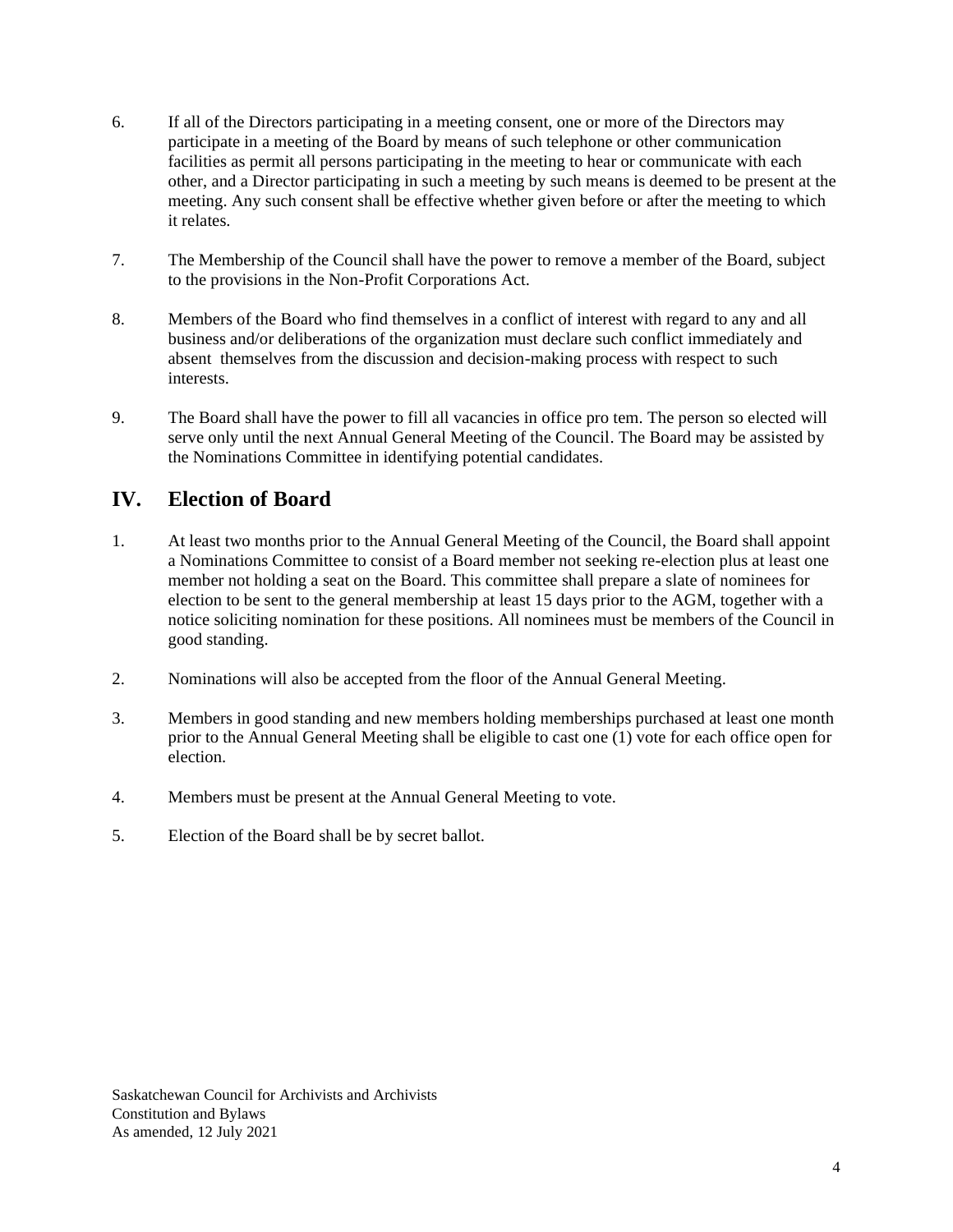6. If all of the Directors participating in a meeting consent, one or more of the Directors may participate in a meeting of the Board by means of such telephone or other communication facilities as permit all persons participating in the meeting to hear or communicate with each other, and a Director participating in such a meeting by such means is deemed to be present at the meeting. Any such consent shall be effective whether given before or after the meeting to which it relates.

7. The Membership of the Council shall have the power to remove a member of the Board, subject to the provisions in the Non-Profit Corporations Act.

8. Members of the Board who find themselves in a conflict of interest with regard to any and all business and/or deliberations of the organization must declare such conflict immediately and absent themselves from the discussion and decision-making process with respect to such interests.

9. The Board shall have the power to fill all vacancies in office pro tem. The person so elected will serve only until the next Annual General Meeting of the Council. The Board may be assisted by the Nominations Committee in identifying potential candidates.

## IV. Election of Board

1. At least two months prior to the Annual General Meeting of the Council, the Board shall appoint a Nominations Committee to consist of a Board member not seeking re-election plus at least one member not holding a seat on the Board. This committee shall prepare a slate of nominees for election to be sent to the general membership at least 15 days prior to the AGM, together with a notice soliciting nomination for these positions. All nominees must be members of the Council in good standing.

2. Nominations will also be accepted from the floor of the Annual General Meeting.

3. Members in good standing and new members holding memberships purchased at least one month prior to the Annual General Meeting shall be eligible to cast one (1) vote for each office open for election.

4. Members must be present at the Annual General Meeting to vote.

5. Election of the Board shall be by secret ballot.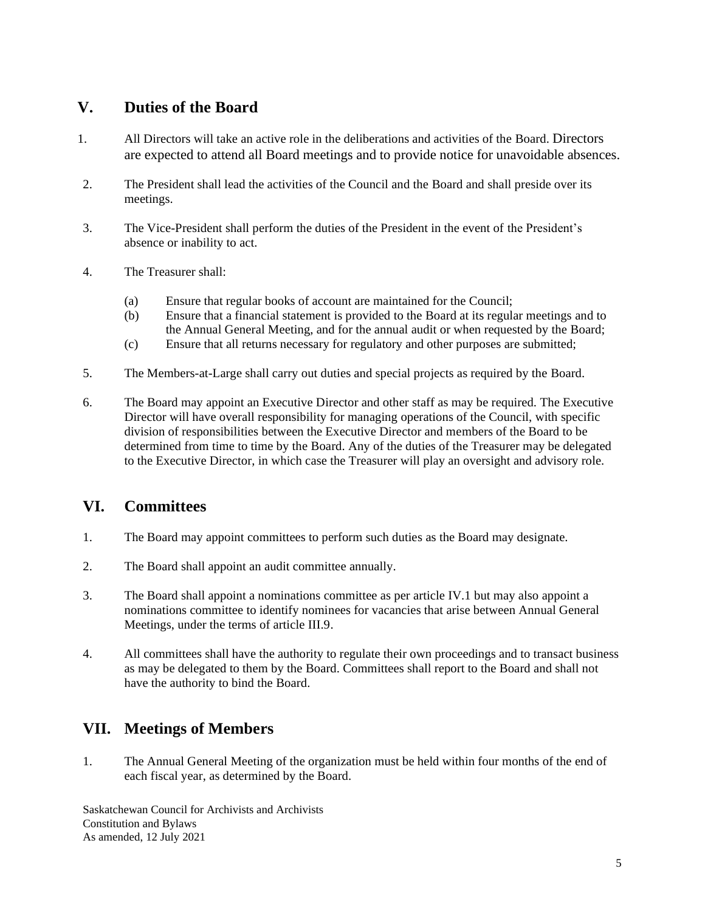## V. Duties of the Board

1. All Directors will take an active role in the deliberations and activities of the Board. Directors are expected to attend all Board meetings and to provide notice for unavoidable absences.
2. The President shall lead the activities of the Council and the Board and shall preside over its meetings.
3. The Vice-President shall perform the duties of the President in the event of the President's absence or inability to act.
4. The Treasurer shall:
   - (a) Ensure that regular books of account are maintained for the Council;
   - (b) Ensure that a financial statement is provided to the Board at its regular meetings and to the Annual General Meeting, and for the annual audit or when requested by the Board;
   - (c) Ensure that all returns necessary for regulatory and other purposes are submitted;
5. The Members-at-Large shall carry out duties and special projects as required by the Board.
6. The Board may appoint an Executive Director and other staff as may be required. The Executive Director will have overall responsibility for managing operations of the Council, with specific division of responsibilities between the Executive Director and members of the Board to be determined from time to time by the Board. Any of the duties of the Treasurer may be delegated to the Executive Director, in which case the Treasurer will play an oversight and advisory role.

## VI. Committees

1. The Board may appoint committees to perform such duties as the Board may designate.
2. The Board shall appoint an audit committee annually.
3. The Board shall appoint a nominations committee as per article IV.1 but may also appoint a nominations committee to identify nominees for vacancies that arise between Annual General Meetings, under the terms of article III.9.
4. All committees shall have the authority to regulate their own proceedings and to transact business as may be delegated to them by the Board. Committees shall report to the Board and shall not have the authority to bind the Board.

## VII. Meetings of Members

1. The Annual General Meeting of the organization must be held within four months of the end of each fiscal year, as determined by the Board.

Saskatchewan Council for Archivists and Archivists
Constitution and Bylaws
As amended, 12 July 2021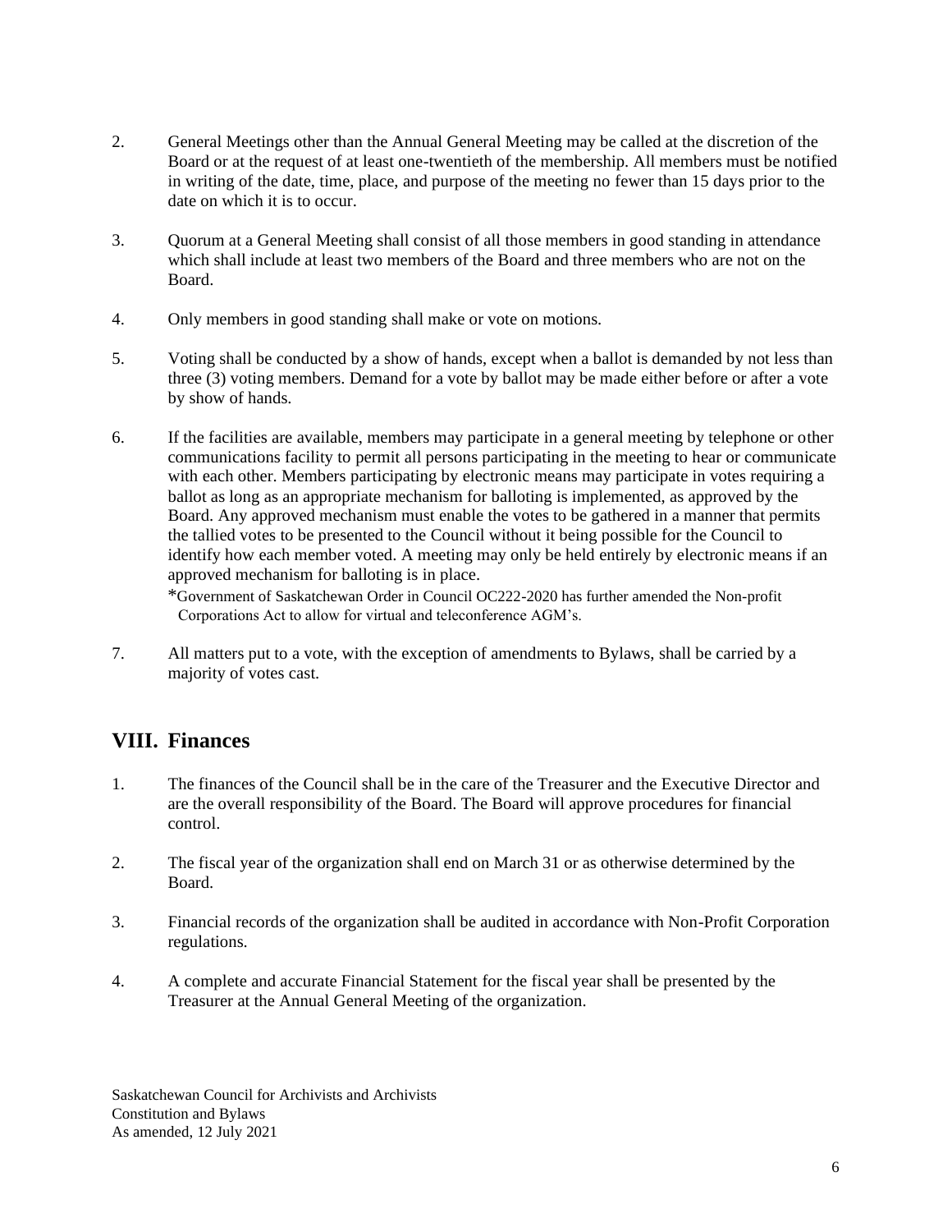2. General Meetings other than the Annual General Meeting may be called at the discretion of the Board or at the request of at least one-twentieth of the membership. All members must be notified in writing of the date, time, place, and purpose of the meeting no fewer than 15 days prior to the date on which it is to occur.

3. Quorum at a General Meeting shall consist of all those members in good standing in attendance which shall include at least two members of the Board and three members who are not on the Board.

4. Only members in good standing shall make or vote on motions.

5. Voting shall be conducted by a show of hands, except when a ballot is demanded by not less than three (3) voting members. Demand for a vote by ballot may be made either before or after a vote by show of hands.

6. If the facilities are available, members may participate in a general meeting by telephone or other communications facility to permit all persons participating in the meeting to hear or communicate with each other. Members participating by electronic means may participate in votes requiring a ballot as long as an appropriate mechanism for balloting is implemented, as approved by the Board. Any approved mechanism must enable the votes to be gathered in a manner that permits the tallied votes to be presented to the Council without it being possible for the Council to identify how each member voted. A meeting may only be held entirely by electronic means if an approved mechanism for balloting is in place.

   *Government of Saskatchewan Order in Council OC222-2020 has further amended the Non-profit Corporations Act to allow for virtual and teleconference AGM's.

7. All matters put to a vote, with the exception of amendments to Bylaws, shall be carried by a majority of votes cast.

## VIII. Finances

1. The finances of the Council shall be in the care of the Treasurer and the Executive Director and are the overall responsibility of the Board. The Board will approve procedures for financial control.

2. The fiscal year of the organization shall end on March 31 or as otherwise determined by the Board.

3. Financial records of the organization shall be audited in accordance with Non-Profit Corporation regulations.

4. A complete and accurate Financial Statement for the fiscal year shall be presented by the Treasurer at the Annual General Meeting of the organization.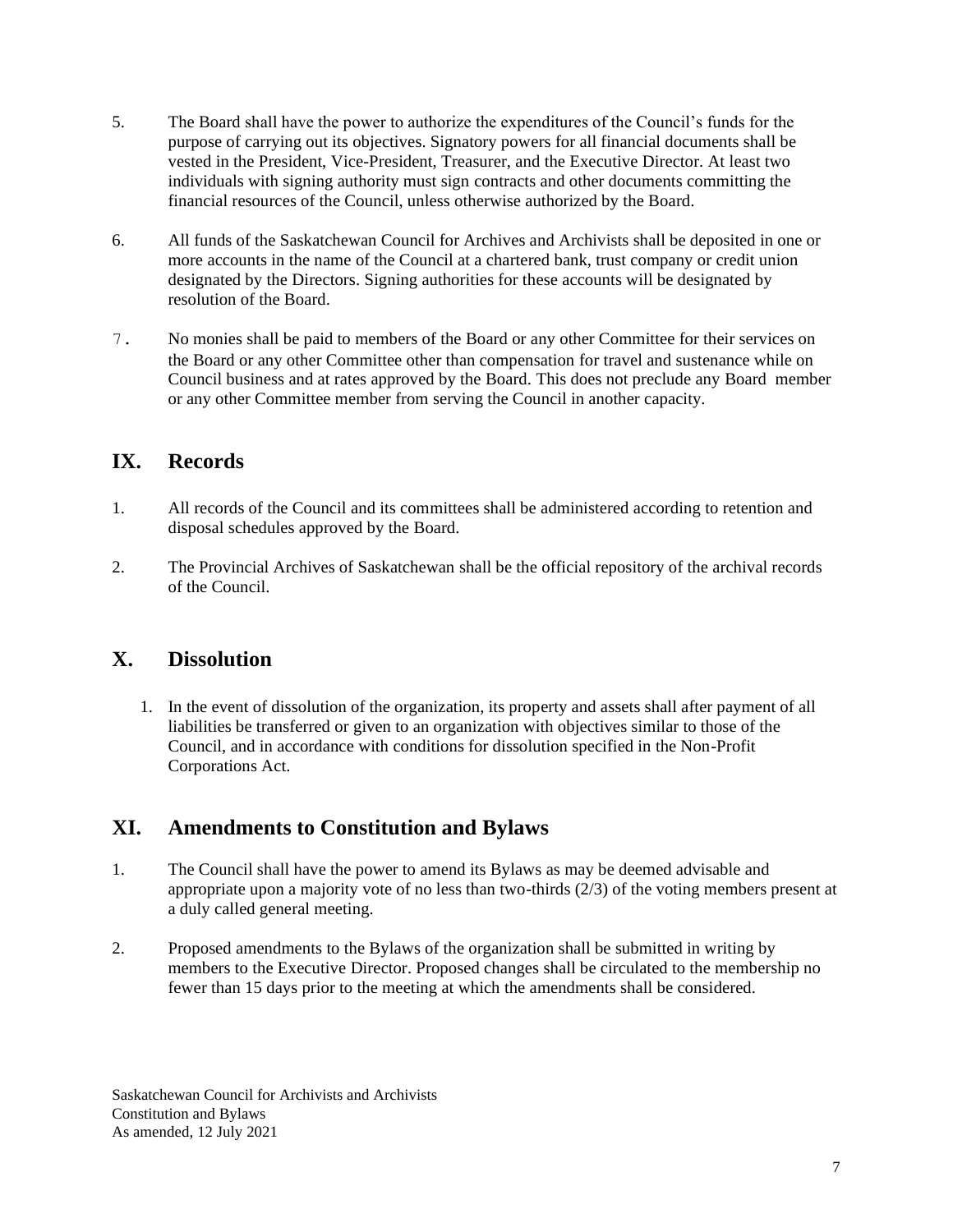5. The Board shall have the power to authorize the expenditures of the Council's funds for the purpose of carrying out its objectives. Signatory powers for all financial documents shall be vested in the President, Vice-President, Treasurer, and the Executive Director. At least two individuals with signing authority must sign contracts and other documents committing the financial resources of the Council, unless otherwise authorized by the Board.

6. All funds of the Saskatchewan Council for Archives and Archivists shall be deposited in one or more accounts in the name of the Council at a chartered bank, trust company or credit union designated by the Directors. Signing authorities for these accounts will be designated by resolution of the Board.

7. No monies shall be paid to members of the Board or any other Committee for their services on the Board or any other Committee other than compensation for travel and sustenance while on Council business and at rates approved by the Board. This does not preclude any Board member or any other Committee member from serving the Council in another capacity.

## IX. Records

1. All records of the Council and its committees shall be administered according to retention and disposal schedules approved by the Board.

2. The Provincial Archives of Saskatchewan shall be the official repository of the archival records of the Council.

## X. Dissolution

1. In the event of dissolution of the organization, its property and assets shall after payment of all liabilities be transferred or given to an organization with objectives similar to those of the Council, and in accordance with conditions for dissolution specified in the Non-Profit Corporations Act.

## XI. Amendments to Constitution and Bylaws

1. The Council shall have the power to amend its Bylaws as may be deemed advisable and appropriate upon a majority vote of no less than two-thirds (2/3) of the voting members present at a duly called general meeting.

2. Proposed amendments to the Bylaws of the organization shall be submitted in writing by members to the Executive Director. Proposed changes shall be circulated to the membership no fewer than 15 days prior to the meeting at which the amendments shall be considered.